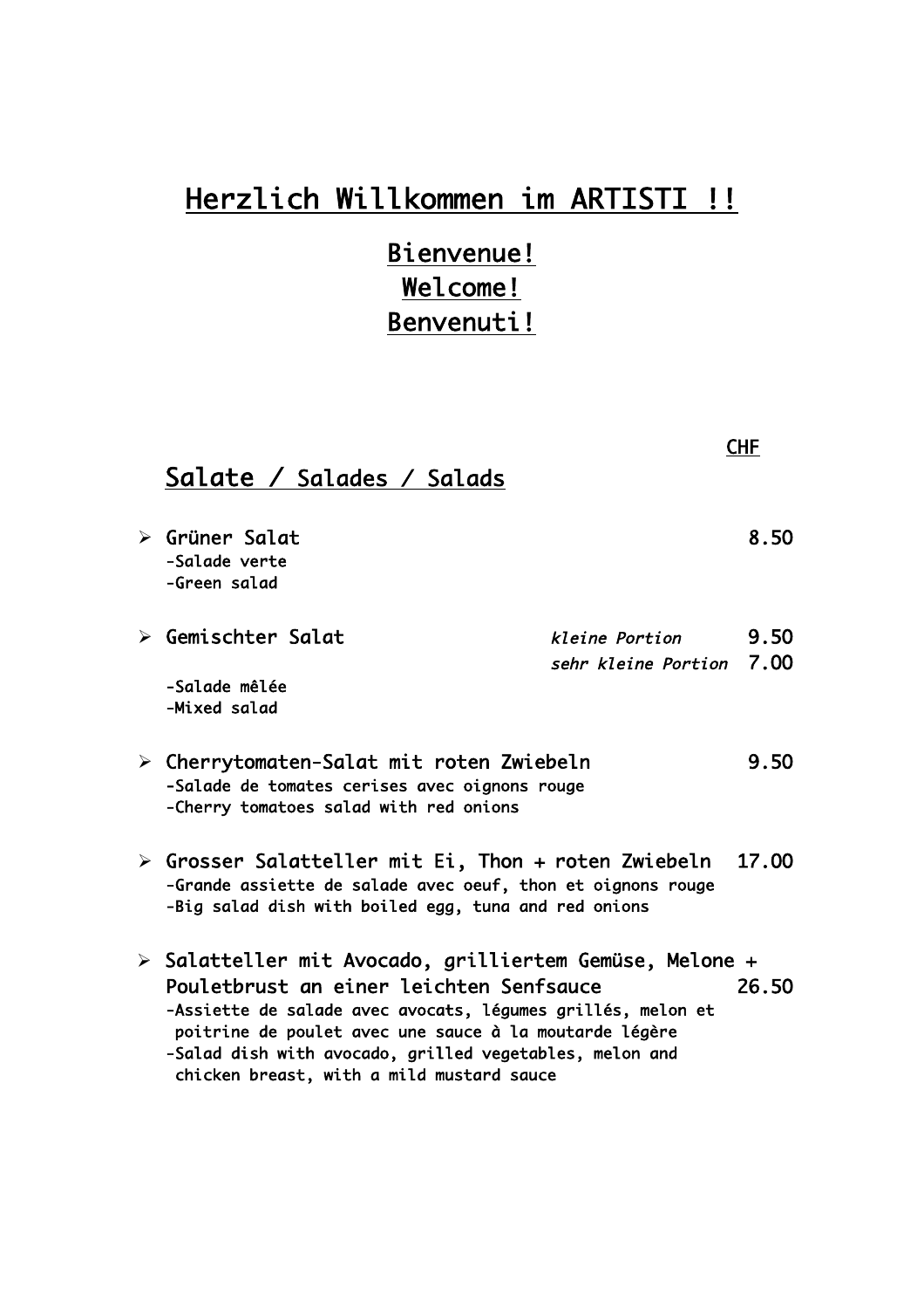# Herzlich Willkommen im ARTISTI !!

## Bienvenue!
## Welcome!
## Benvenuti!

CHF

## Salate / Salades / Salads

- **Grüner Salat** — 8.50
  - -Salade verte
  - -Green salad

- **Gemischter Salat** — *kleine Portion* 9.50 / *sehr kleine Portion* 7.00
  - -Salade mêlée
  - -Mixed salad

- **Cherrytomaten-Salat mit roten Zwiebeln** — 9.50
  - -Salade de tomates cerises avec oignons rouge
  - -Cherry tomatoes salad with red onions

- **Grosser Salatteller mit Ei, Thon + roten Zwiebeln** — 17.00
  - -Grande assiette de salade avec oeuf, thon et oignons rouge
  - -Big salad dish with boiled egg, tuna and red onions

- **Salatteller mit Avocado, grilliertem Gemüse, Melone + Pouletbrust an einer leichten Senfsauce** — 26.50
  - -Assiette de salade avec avocats, légumes grillés, melon et poitrine de poulet avec une sauce à la moutarde légère
  - -Salad dish with avocado, grilled vegetables, melon and chicken breast, with a mild mustard sauce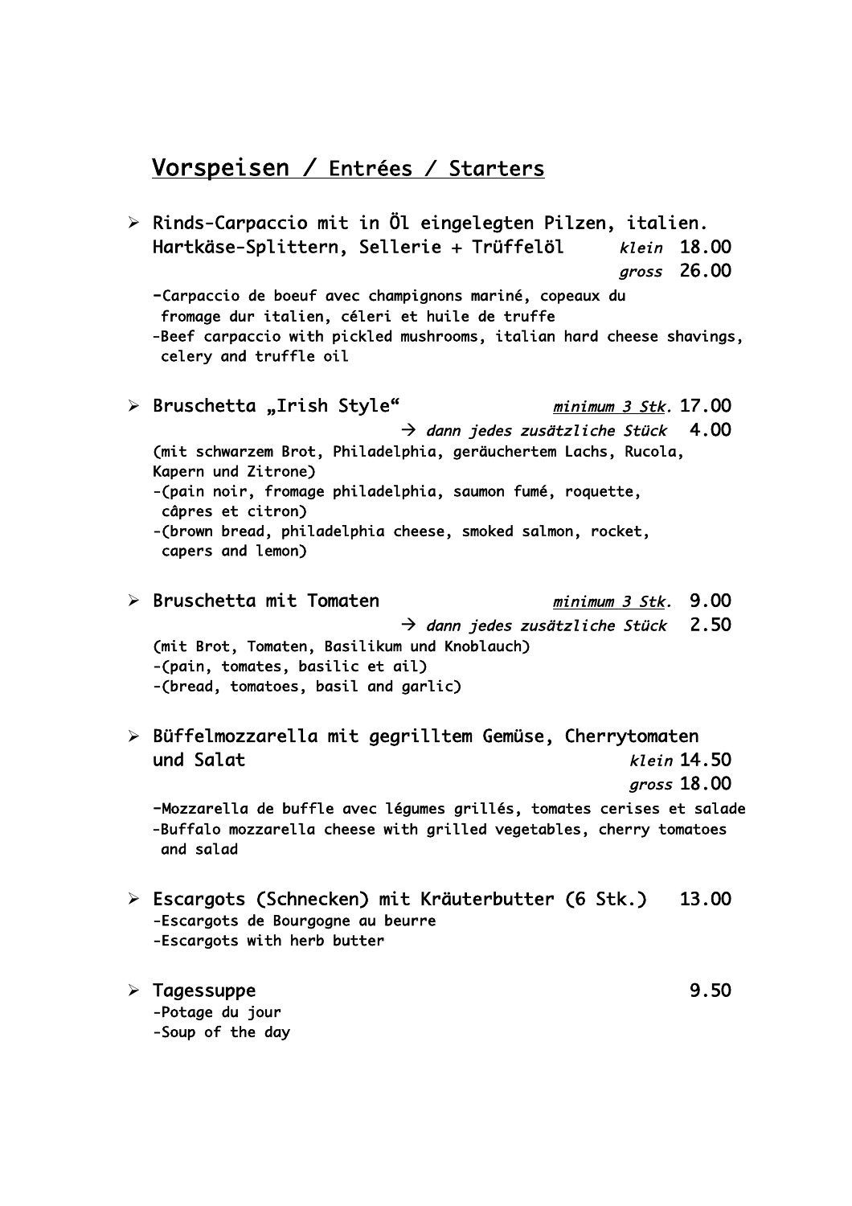# Vorspeisen / Entrées / Starters

- **Rinds-Carpaccio mit in Öl eingelegten Pilzen, italien. Hartkäse-Splittern, Sellerie + Trüffelöl** — *klein* 18.00 / *gross* 26.00

  -Carpaccio de boeuf avec champignons mariné, copeaux du fromage dur italien, céleri et huile de truffe
  -Beef carpaccio with pickled mushrooms, italian hard cheese shavings, celery and truffle oil

- **Bruschetta „Irish Style"** — *minimum 3 Stk.* 17.00
  → *dann jedes zusätzliche Stück* 4.00

  (mit schwarzem Brot, Philadelphia, geräuchertem Lachs, Rucola, Kapern und Zitrone)
  -(pain noir, fromage philadelphia, saumon fumé, roquette, câpres et citron)
  -(brown bread, philadelphia cheese, smoked salmon, rocket, capers and lemon)

- **Bruschetta mit Tomaten** — *minimum 3 Stk.* 9.00
  → *dann jedes zusätzliche Stück* 2.50

  (mit Brot, Tomaten, Basilikum und Knoblauch)
  -(pain, tomates, basilic et ail)
  -(bread, tomatoes, basil and garlic)

- **Büffelmozzarella mit gegrilltem Gemüse, Cherrytomaten und Salat** — *klein* 14.50 / *gross* 18.00

  -Mozzarella de buffle avec légumes grillés, tomates cerises et salade
  -Buffalo mozzarella cheese with grilled vegetables, cherry tomatoes and salad

- **Escargots (Schnecken) mit Kräuterbutter (6 Stk.)** — 13.00

  -Escargots de Bourgogne au beurre
  -Escargots with herb butter

- **Tagessuppe** — 9.50

  -Potage du jour
  -Soup of the day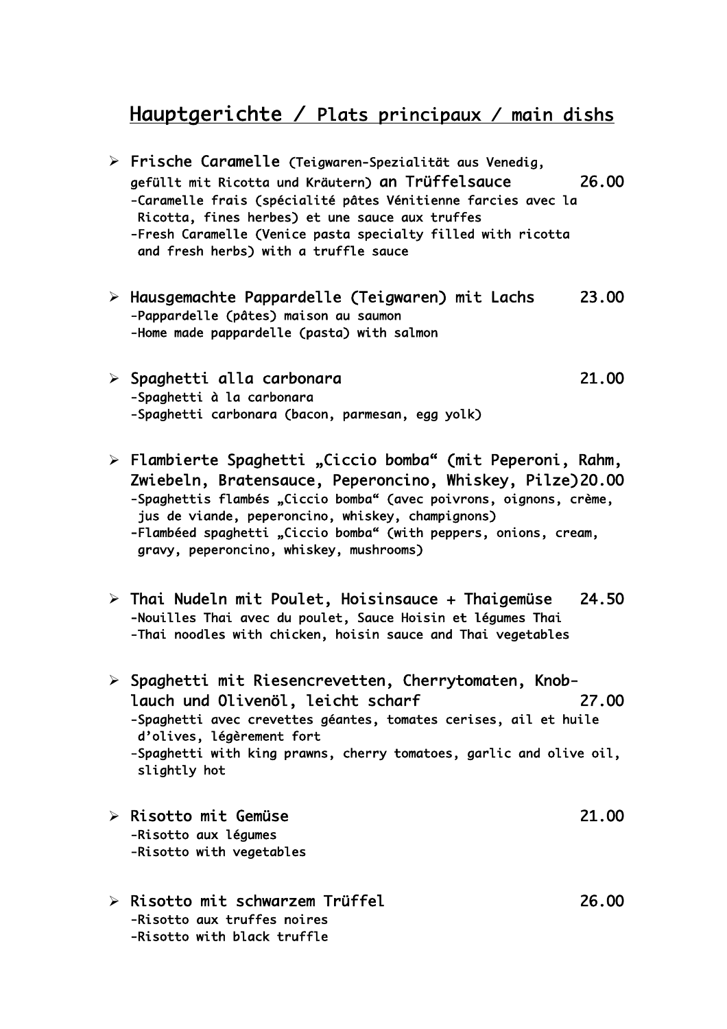# Hauptgerichte / Plats principaux / main dishs

- **Frische Caramelle** (Teigwaren-Spezialität aus Venedig, gefüllt mit Ricotta und Kräutern) **an Trüffelsauce** 26.00
  -Caramelle frais (spécialité pâtes Vénitienne farcies avec la Ricotta, fines herbes) et une sauce aux truffes
  -Fresh Caramelle (Venice pasta specialty filled with ricotta and fresh herbs) with a truffle sauce

- **Hausgemachte Pappardelle (Teigwaren) mit Lachs** 23.00
  -Pappardelle (pâtes) maison au saumon
  -Home made pappardelle (pasta) with salmon

- **Spaghetti alla carbonara** 21.00
  -Spaghetti à la carbonara
  -Spaghetti carbonara (bacon, parmesan, egg yolk)

- **Flambierte Spaghetti „Ciccio bomba" (mit Peperoni, Rahm, Zwiebeln, Bratensauce, Peperoncino, Whiskey, Pilze)** 20.00
  -Spaghettis flambés „Ciccio bomba" (avec poivrons, oignons, crème, jus de viande, peperoncino, whiskey, champignons)
  -Flambéed spaghetti „Ciccio bomba" (with peppers, onions, cream, gravy, peperoncino, whiskey, mushrooms)

- **Thai Nudeln mit Poulet, Hoisinsauce + Thaigemüse** 24.50
  -Nouilles Thai avec du poulet, Sauce Hoisin et légumes Thai
  -Thai noodles with chicken, hoisin sauce and Thai vegetables

- **Spaghetti mit Riesencrevetten, Cherrytomaten, Knoblauch und Olivenöl, leicht scharf** 27.00
  -Spaghetti avec crevettes géantes, tomates cerises, ail et huile d'olives, légèrement fort
  -Spaghetti with king prawns, cherry tomatoes, garlic and olive oil, slightly hot

- **Risotto mit Gemüse** 21.00
  -Risotto aux légumes
  -Risotto with vegetables

- **Risotto mit schwarzem Trüffel** 26.00
  -Risotto aux truffes noires
  -Risotto with black truffle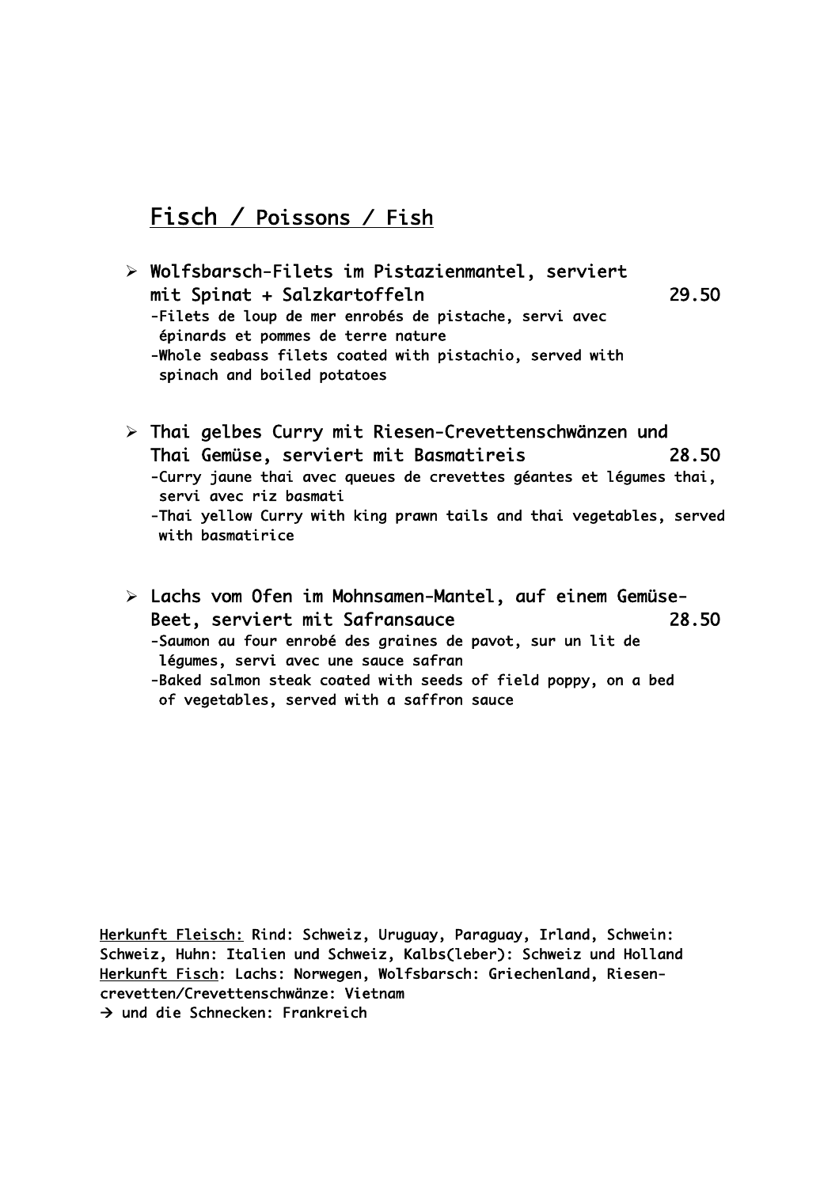# Fisch / Poissons / Fish

- **Wolfsbarsch-Filets im Pistazienmantel, serviert mit Spinat + Salzkartoffeln** 29.50
  -Filets de loup de mer enrobés de pistache, servi avec épinards et pommes de terre nature
  -Whole seabass filets coated with pistachio, served with spinach and boiled potatoes

- **Thai gelbes Curry mit Riesen-Crevettenschwänzen und Thai Gemüse, serviert mit Basmatireis** 28.50
  -Curry jaune thai avec queues de crevettes géantes et légumes thai, servi avec riz basmati
  -Thai yellow Curry with king prawn tails and thai vegetables, served with basmatirice

- **Lachs vom Ofen im Mohnsamen-Mantel, auf einem Gemüse-Beet, serviert mit Safransauce** 28.50
  -Saumon au four enrobé des graines de pavot, sur un lit de légumes, servi avec une sauce safran
  -Baked salmon steak coated with seeds of field poppy, on a bed of vegetables, served with a saffron sauce

<u>Herkunft Fleisch:</u> Rind: Schweiz, Uruguay, Paraguay, Irland, Schwein: Schweiz, Huhn: Italien und Schweiz, Kalbs(leber): Schweiz und Holland
<u>Herkunft Fisch</u>: Lachs: Norwegen, Wolfsbarsch: Griechenland, Riesen-crevetten/Crevettenschwänze: Vietnam
→ und die Schnecken: Frankreich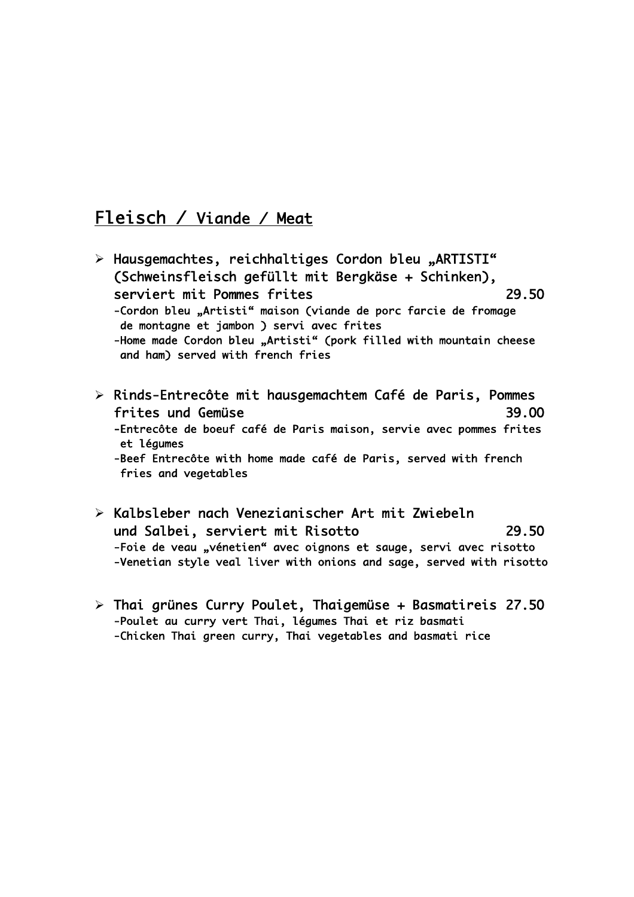## Fleisch / Viande / Meat

- Hausgemachtes, reichhaltiges Cordon bleu „ARTISTI“ (Schweinsfleisch gefüllt mit Bergkäse + Schinken), serviert mit Pommes frites 29.50
  -Cordon bleu „Artisti“ maison (viande de porc farcie de fromage de montagne et jambon ) servi avec frites
  -Home made Cordon bleu „Artisti“ (pork filled with mountain cheese and ham) served with french fries

- Rinds-Entrecôte mit hausgemachtem Café de Paris, Pommes frites und Gemüse 39.00
  -Entrecôte de boeuf café de Paris maison, servie avec pommes frites et légumes
  -Beef Entrecôte with home made café de Paris, served with french fries and vegetables

- Kalbsleber nach Venezianischer Art mit Zwiebeln und Salbei, serviert mit Risotto 29.50
  -Foie de veau „vénetien“ avec oignons et sauge, servi avec risotto
  -Venetian style veal liver with onions and sage, served with risotto

- Thai grünes Curry Poulet, Thaigemüse + Basmatireis 27.50
  -Poulet au curry vert Thai, légumes Thai et riz basmati
  -Chicken Thai green curry, Thai vegetables and basmati rice